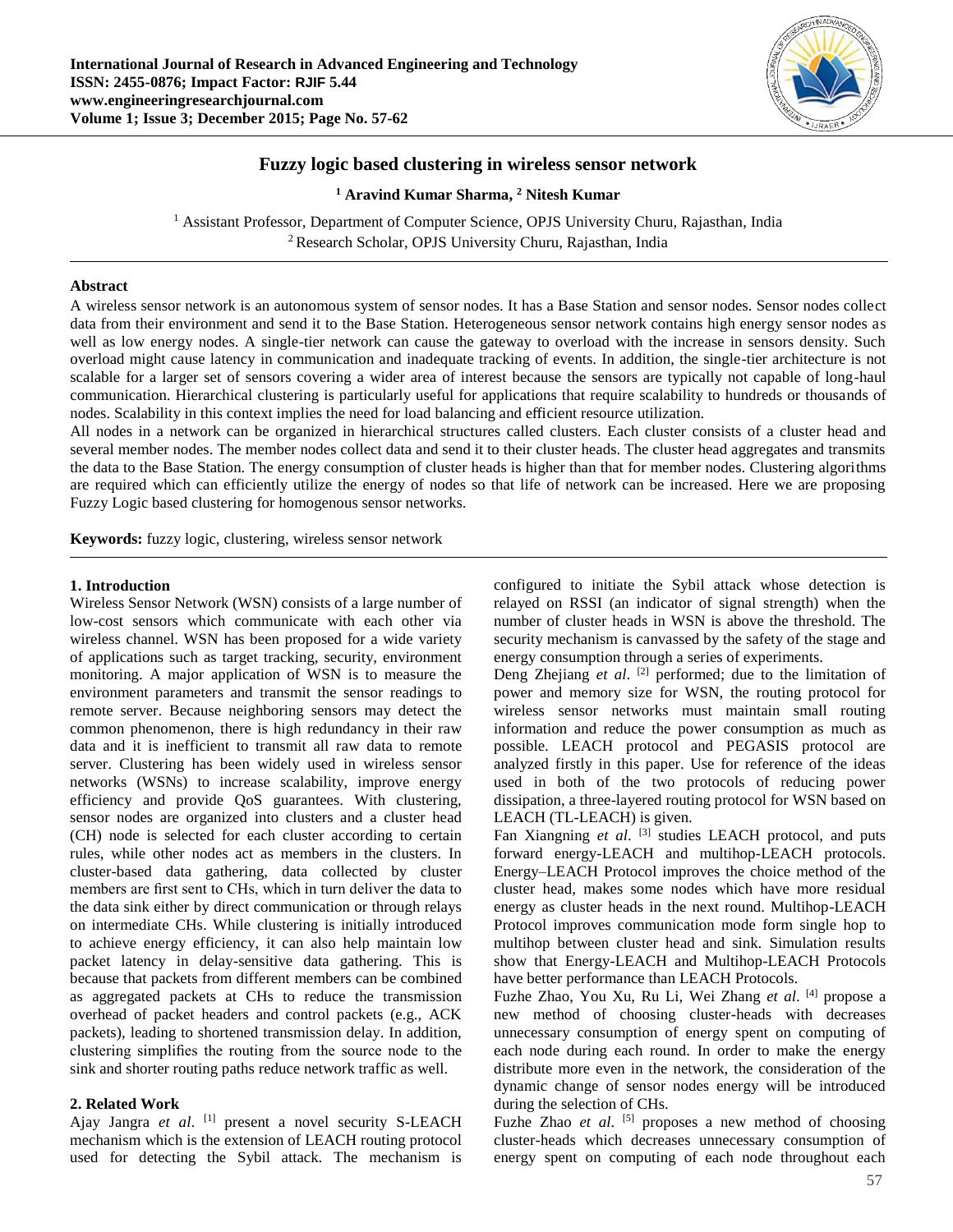# Fuzzy logic based clustering in wireless sensor network

**[1] Aravind Kumar Sharma, [2] Nitesh Kumar**

[1] Assistant Professor, Department of Computer Science, OPJS University Churu, Rajasthan, India
[2] Research Scholar, OPJS University Churu, Rajasthan, India

## Abstract

A wireless sensor network is an autonomous system of sensor nodes. It has a Base Station and sensor nodes. Sensor nodes collect data from their environment and send it to the Base Station. Heterogeneous sensor network contains high energy sensor nodes as well as low energy nodes. A single-tier network can cause the gateway to overload with the increase in sensors density. Such overload might cause latency in communication and inadequate tracking of events. In addition, the single-tier architecture is not scalable for a larger set of sensors covering a wider area of interest because the sensors are typically not capable of long-haul communication. Hierarchical clustering is particularly useful for applications that require scalability to hundreds or thousands of nodes. Scalability in this context implies the need for load balancing and efficient resource utilization.

All nodes in a network can be organized in hierarchical structures called clusters. Each cluster consists of a cluster head and several member nodes. The member nodes collect data and send it to their cluster heads. The cluster head aggregates and transmits the data to the Base Station. The energy consumption of cluster heads is higher than that for member nodes. Clustering algorithms are required which can efficiently utilize the energy of nodes so that life of network can be increased. Here we are proposing Fuzzy Logic based clustering for homogenous sensor networks.

**Keywords:** fuzzy logic, clustering, wireless sensor network

## 1. Introduction

Wireless Sensor Network (WSN) consists of a large number of low-cost sensors which communicate with each other via wireless channel. WSN has been proposed for a wide variety of applications such as target tracking, security, environment monitoring. A major application of WSN is to measure the environment parameters and transmit the sensor readings to remote server. Because neighboring sensors may detect the common phenomenon, there is high redundancy in their raw data and it is inefficient to transmit all raw data to remote server. Clustering has been widely used in wireless sensor networks (WSNs) to increase scalability, improve energy efficiency and provide QoS guarantees. With clustering, sensor nodes are organized into clusters and a cluster head (CH) node is selected for each cluster according to certain rules, while other nodes act as members in the clusters. In cluster-based data gathering, data collected by cluster members are first sent to CHs, which in turn deliver the data to the data sink either by direct communication or through relays on intermediate CHs. While clustering is initially introduced to achieve energy efficiency, it can also help maintain low packet latency in delay-sensitive data gathering. This is because that packets from different members can be combined as aggregated packets at CHs to reduce the transmission overhead of packet headers and control packets (e.g., ACK packets), leading to shortened transmission delay. In addition, clustering simplifies the routing from the source node to the sink and shorter routing paths reduce network traffic as well.

## 2. Related Work

Ajay Jangra *et al*. [1] present a novel security S-LEACH mechanism which is the extension of LEACH routing protocol used for detecting the Sybil attack. The mechanism is configured to initiate the Sybil attack whose detection is relayed on RSSI (an indicator of signal strength) when the number of cluster heads in WSN is above the threshold. The security mechanism is canvassed by the safety of the stage and energy consumption through a series of experiments.

Deng Zhejiang *et al*. [2] performed; due to the limitation of power and memory size for WSN, the routing protocol for wireless sensor networks must maintain small routing information and reduce the power consumption as much as possible. LEACH protocol and PEGASIS protocol are analyzed firstly in this paper. Use for reference of the ideas used in both of the two protocols of reducing power dissipation, a three-layered routing protocol for WSN based on LEACH (TL-LEACH) is given.

Fan Xiangning *et al*. [3] studies LEACH protocol, and puts forward energy-LEACH and multihop-LEACH protocols. Energy–LEACH Protocol improves the choice method of the cluster head, makes some nodes which have more residual energy as cluster heads in the next round. Multihop-LEACH Protocol improves communication mode form single hop to multihop between cluster head and sink. Simulation results show that Energy-LEACH and Multihop-LEACH Protocols have better performance than LEACH Protocols.

Fuzhe Zhao, You Xu, Ru Li, Wei Zhang *et al*. [4] propose a new method of choosing cluster-heads with decreases unnecessary consumption of energy spent on computing of each node during each round. In order to make the energy distribute more even in the network, the consideration of the dynamic change of sensor nodes energy will be introduced during the selection of CHs.

Fuzhe Zhao *et al*. [5] proposes a new method of choosing cluster-heads which decreases unnecessary consumption of energy spent on computing of each node throughout each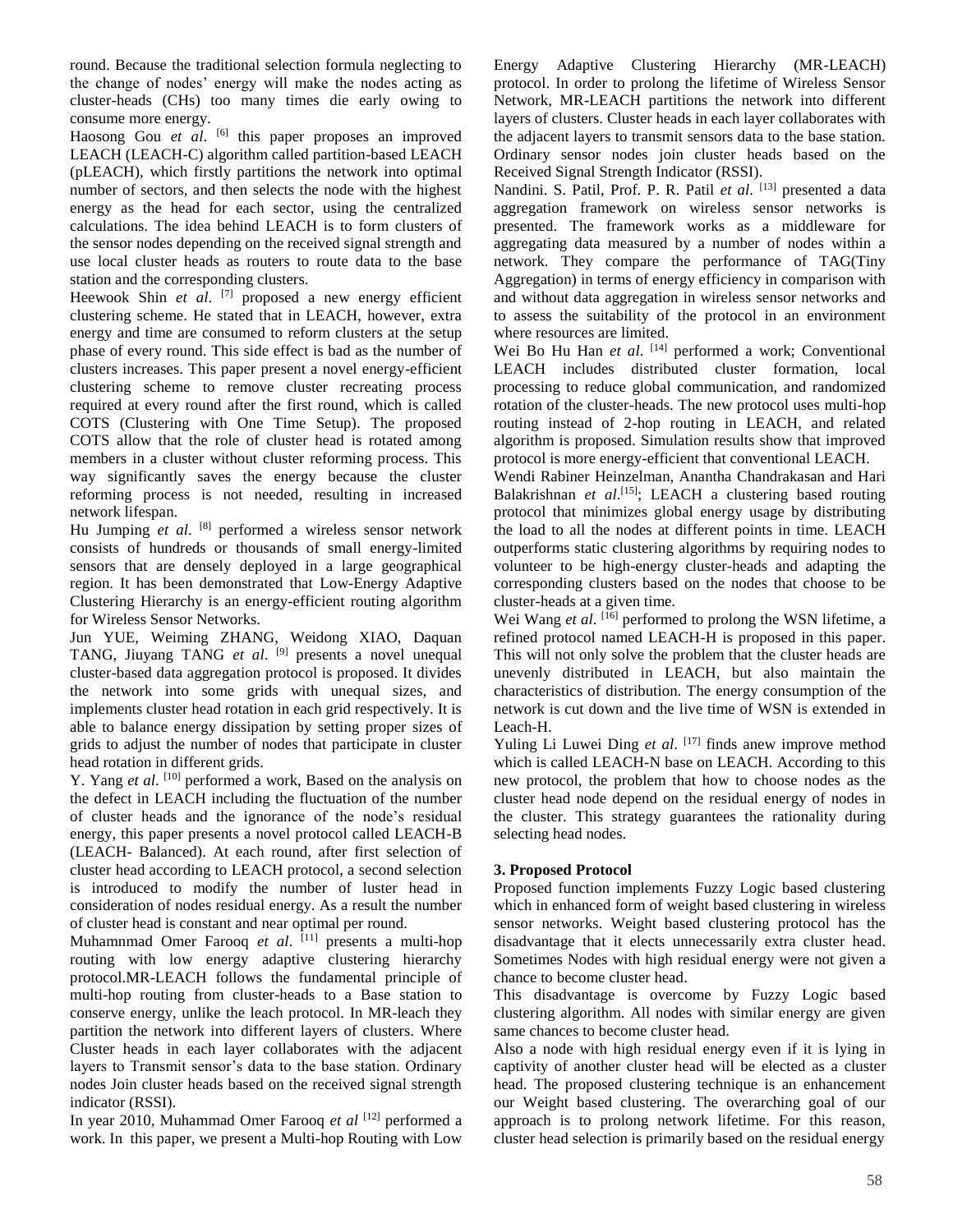round. Because the traditional selection formula neglecting to the change of nodes' energy will make the nodes acting as cluster-heads (CHs) too many times die early owing to consume more energy.

Haosong Gou *et al*. [6] this paper proposes an improved LEACH (LEACH-C) algorithm called partition-based LEACH (pLEACH), which firstly partitions the network into optimal number of sectors, and then selects the node with the highest energy as the head for each sector, using the centralized calculations. The idea behind LEACH is to form clusters of the sensor nodes depending on the received signal strength and use local cluster heads as routers to route data to the base station and the corresponding clusters.

Heewook Shin *et al*. [7] proposed a new energy efficient clustering scheme. He stated that in LEACH, however, extra energy and time are consumed to reform clusters at the setup phase of every round. This side effect is bad as the number of clusters increases. This paper present a novel energy-efficient clustering scheme to remove cluster recreating process required at every round after the first round, which is called COTS (Clustering with One Time Setup). The proposed COTS allow that the role of cluster head is rotated among members in a cluster without cluster reforming process. This way significantly saves the energy because the cluster reforming process is not needed, resulting in increased network lifespan.

Hu Jumping *et al*. [8] performed a wireless sensor network consists of hundreds or thousands of small energy-limited sensors that are densely deployed in a large geographical region. It has been demonstrated that Low-Energy Adaptive Clustering Hierarchy is an energy-efficient routing algorithm for Wireless Sensor Networks.

Jun YUE, Weiming ZHANG, Weidong XIAO, Daquan TANG, Jiuyang TANG *et al*. [9] presents a novel unequal cluster-based data aggregation protocol is proposed. It divides the network into some grids with unequal sizes, and implements cluster head rotation in each grid respectively. It is able to balance energy dissipation by setting proper sizes of grids to adjust the number of nodes that participate in cluster head rotation in different grids.

Y. Yang *et al*. [10] performed a work, Based on the analysis on the defect in LEACH including the fluctuation of the number of cluster heads and the ignorance of the node's residual energy, this paper presents a novel protocol called LEACH-B (LEACH- Balanced). At each round, after first selection of cluster head according to LEACH protocol, a second selection is introduced to modify the number of luster head in consideration of nodes residual energy. As a result the number of cluster head is constant and near optimal per round.

Muhamnmad Omer Farooq *et al*. [11] presents a multi-hop routing with low energy adaptive clustering hierarchy protocol.MR-LEACH follows the fundamental principle of multi-hop routing from cluster-heads to a Base station to conserve energy, unlike the leach protocol. In MR-leach they partition the network into different layers of clusters. Where Cluster heads in each layer collaborates with the adjacent layers to Transmit sensor's data to the base station. Ordinary nodes Join cluster heads based on the received signal strength indicator (RSSI).

In year 2010, Muhammad Omer Farooq *et al* [12] performed a work. In this paper, we present a Multi-hop Routing with Low Energy Adaptive Clustering Hierarchy (MR-LEACH) protocol. In order to prolong the lifetime of Wireless Sensor Network, MR-LEACH partitions the network into different layers of clusters. Cluster heads in each layer collaborates with the adjacent layers to transmit sensors data to the base station. Ordinary sensor nodes join cluster heads based on the Received Signal Strength Indicator (RSSI).

Nandini. S. Patil, Prof. P. R. Patil *et al*. [13] presented a data aggregation framework on wireless sensor networks is presented. The framework works as a middleware for aggregating data measured by a number of nodes within a network. They compare the performance of TAG(Tiny Aggregation) in terms of energy efficiency in comparison with and without data aggregation in wireless sensor networks and to assess the suitability of the protocol in an environment where resources are limited.

Wei Bo Hu Han *et al*. [14] performed a work; Conventional LEACH includes distributed cluster formation, local processing to reduce global communication, and randomized rotation of the cluster-heads. The new protocol uses multi-hop routing instead of 2-hop routing in LEACH, and related algorithm is proposed. Simulation results show that improved protocol is more energy-efficient that conventional LEACH.

Wendi Rabiner Heinzelman, Anantha Chandrakasan and Hari Balakrishnan *et al*.[15]; LEACH a clustering based routing protocol that minimizes global energy usage by distributing the load to all the nodes at different points in time. LEACH outperforms static clustering algorithms by requiring nodes to volunteer to be high-energy cluster-heads and adapting the corresponding clusters based on the nodes that choose to be cluster-heads at a given time.

Wei Wang *et al*. [16] performed to prolong the WSN lifetime, a refined protocol named LEACH-H is proposed in this paper. This will not only solve the problem that the cluster heads are unevenly distributed in LEACH, but also maintain the characteristics of distribution. The energy consumption of the network is cut down and the live time of WSN is extended in Leach-H.

Yuling Li Luwei Ding *et al*. [17] finds anew improve method which is called LEACH-N base on LEACH. According to this new protocol, the problem that how to choose nodes as the cluster head node depend on the residual energy of nodes in the cluster. This strategy guarantees the rationality during selecting head nodes.

### 3. Proposed Protocol

Proposed function implements Fuzzy Logic based clustering which in enhanced form of weight based clustering in wireless sensor networks. Weight based clustering protocol has the disadvantage that it elects unnecessarily extra cluster head. Sometimes Nodes with high residual energy were not given a chance to become cluster head.

This disadvantage is overcome by Fuzzy Logic based clustering algorithm. All nodes with similar energy are given same chances to become cluster head.

Also a node with high residual energy even if it is lying in captivity of another cluster head will be elected as a cluster head. The proposed clustering technique is an enhancement our Weight based clustering. The overarching goal of our approach is to prolong network lifetime. For this reason, cluster head selection is primarily based on the residual energy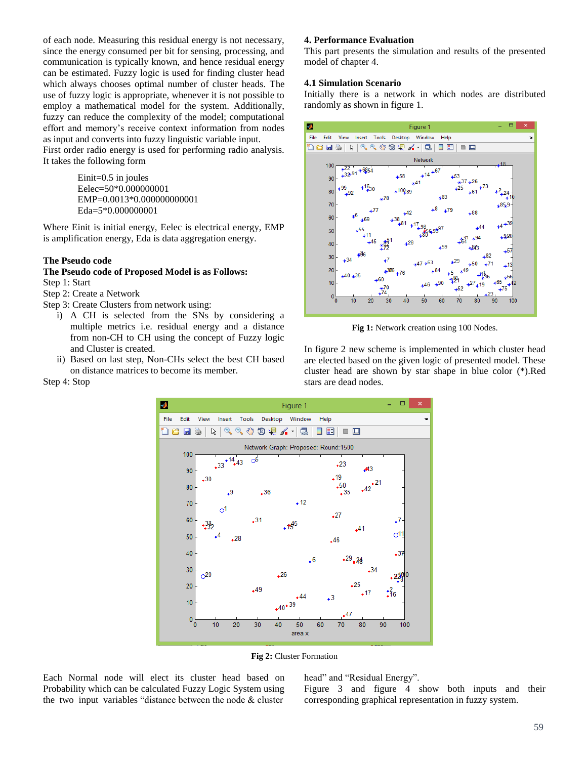of each node. Measuring this residual energy is not necessary, since the energy consumed per bit for sensing, processing, and communication is typically known, and hence residual energy can be estimated. Fuzzy logic is used for finding cluster head which always chooses optimal number of cluster heads. The use of fuzzy logic is appropriate, whenever it is not possible to employ a mathematical model for the system. Additionally, fuzzy can reduce the complexity of the model; computational effort and memory's receive context information from nodes as input and converts into fuzzy linguistic variable input.
First order radio energy is used for performing radio analysis. It takes the following form

Einit=0.5 in joules
Eelec=50*0.000000001
EMP=0.0013*0.000000000001
Eda=5*0.000000001

Where Einit is initial energy, Eelec is electrical energy, EMP is amplification energy, Eda is data aggregation energy.

**The Pseudo code**
**The Pseudo code of Proposed Model is as Follows:**
Step 1: Start
Step 2: Create a Network
Step 3: Create Clusters from network using:

i) A CH is selected from the SNs by considering a multiple metrics i.e. residual energy and a distance from non-CH to CH using the concept of Fuzzy logic and Cluster is created.
ii) Based on last step, Non-CHs select the best CH based on distance matrices to become its member.

Step 4: Stop

## 4. Performance Evaluation

This part presents the simulation and results of the presented model of chapter 4.

### 4.1 Simulation Scenario

Initially there is a network in which nodes are distributed randomly as shown in figure 1.

**Fig 1:** Network creation using 100 Nodes.

In figure 2 new scheme is implemented in which cluster head are elected based on the given logic of presented model. These cluster head are shown by star shape in blue color (*).Red stars are dead nodes.

**Fig 2:** Cluster Formation

Each Normal node will elect its cluster head based on Probability which can be calculated Fuzzy Logic System using the two input variables "distance between the node & cluster head" and "Residual Energy".
Figure 3 and figure 4 show both inputs and their corresponding graphical representation in fuzzy system.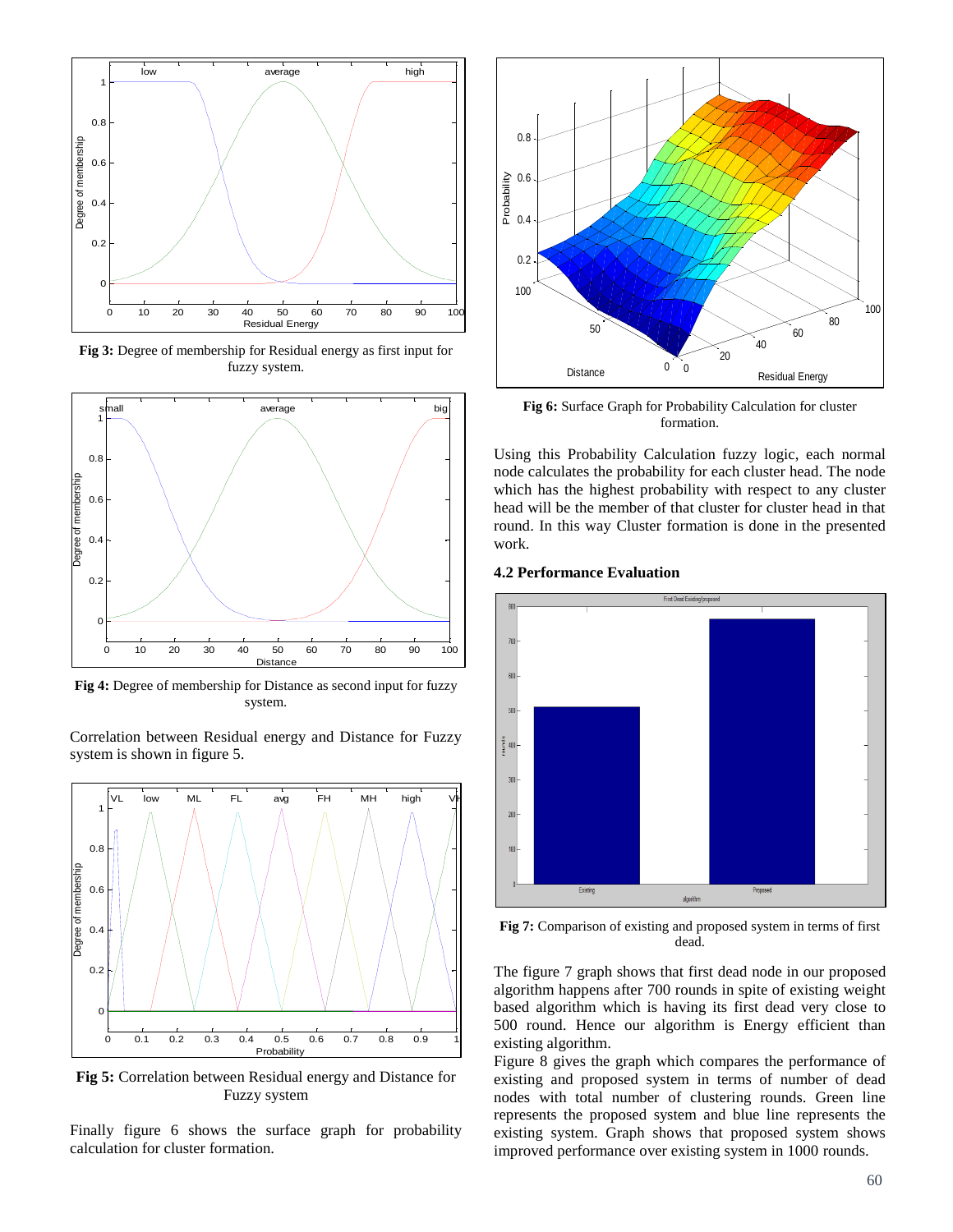**Fig 3:** Degree of membership for Residual energy as first input for fuzzy system.

**Fig 4:** Degree of membership for Distance as second input for fuzzy system.

Correlation between Residual energy and Distance for Fuzzy system is shown in figure 5.

**Fig 5:** Correlation between Residual energy and Distance for Fuzzy system

Finally figure 6 shows the surface graph for probability calculation for cluster formation.

**Fig 6:** Surface Graph for Probability Calculation for cluster formation.

Using this Probability Calculation fuzzy logic, each normal node calculates the probability for each cluster head. The node which has the highest probability with respect to any cluster head will be the member of that cluster for cluster head in that round. In this way Cluster formation is done in the presented work.

### 4.2 Performance Evaluation

**Fig 7:** Comparison of existing and proposed system in terms of first dead.

The figure 7 graph shows that first dead node in our proposed algorithm happens after 700 rounds in spite of existing weight based algorithm which is having its first dead very close to 500 round. Hence our algorithm is Energy efficient than existing algorithm.

Figure 8 gives the graph which compares the performance of existing and proposed system in terms of number of dead nodes with total number of clustering rounds. Green line represents the proposed system and blue line represents the existing system. Graph shows that proposed system shows improved performance over existing system in 1000 rounds.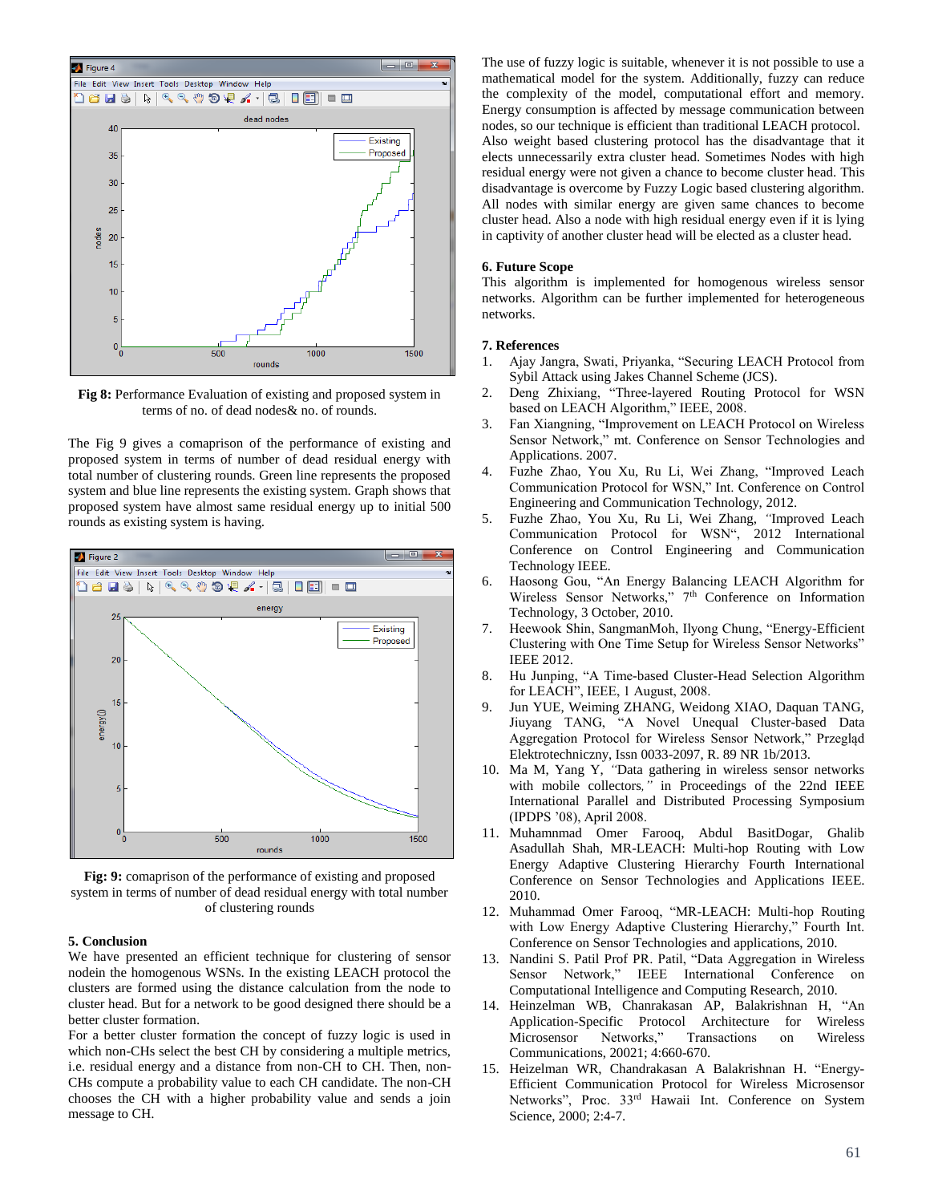**Fig 8:** Performance Evaluation of existing and proposed system in terms of no. of dead nodes& no. of rounds.

The Fig 9 gives a comaprison of the performance of existing and proposed system in terms of number of dead residual energy with total number of clustering rounds. Green line represents the proposed system and blue line represents the existing system. Graph shows that proposed system have almost same residual energy up to initial 500 rounds as existing system is having.

**Fig: 9:** comaprison of the performance of existing and proposed system in terms of number of dead residual energy with total number of clustering rounds

## 5. Conclusion

We have presented an efficient technique for clustering of sensor nodein the homogenous WSNs. In the existing LEACH protocol the clusters are formed using the distance calculation from the node to cluster head. But for a network to be good designed there should be a better cluster formation.

For a better cluster formation the concept of fuzzy logic is used in which non-CHs select the best CH by considering a multiple metrics, i.e. residual energy and a distance from non-CH to CH. Then, non-CHs compute a probability value to each CH candidate. The non-CH chooses the CH with a higher probability value and sends a join message to CH.

The use of fuzzy logic is suitable, whenever it is not possible to use a mathematical model for the system. Additionally, fuzzy can reduce the complexity of the model, computational effort and memory. Energy consumption is affected by message communication between nodes, so our technique is efficient than traditional LEACH protocol. Also weight based clustering protocol has the disadvantage that it elects unnecessarily extra cluster head. Sometimes Nodes with high residual energy were not given a chance to become cluster head. This disadvantage is overcome by Fuzzy Logic based clustering algorithm. All nodes with similar energy are given same chances to become cluster head. Also a node with high residual energy even if it is lying in captivity of another cluster head will be elected as a cluster head.

## 6. Future Scope

This algorithm is implemented for homogenous wireless sensor networks. Algorithm can be further implemented for heterogeneous networks.

## 7. References

1. Ajay Jangra, Swati, Priyanka, "Securing LEACH Protocol from Sybil Attack using Jakes Channel Scheme (JCS).
2. Deng Zhixiang, "Three-layered Routing Protocol for WSN based on LEACH Algorithm," IEEE, 2008.
3. Fan Xiangning, "Improvement on LEACH Protocol on Wireless Sensor Network," mt. Conference on Sensor Technologies and Applications. 2007.
4. Fuzhe Zhao, You Xu, Ru Li, Wei Zhang, "Improved Leach Communication Protocol for WSN," Int. Conference on Control Engineering and Communication Technology, 2012.
5. Fuzhe Zhao, You Xu, Ru Li, Wei Zhang, "Improved Leach Communication Protocol for WSN", 2012 International Conference on Control Engineering and Communication Technology IEEE.
6. Haosong Gou, "An Energy Balancing LEACH Algorithm for Wireless Sensor Networks," 7th Conference on Information Technology, 3 October, 2010.
7. Heewook Shin, SangmanMoh, Ilyong Chung, "Energy-Efficient Clustering with One Time Setup for Wireless Sensor Networks" IEEE 2012.
8. Hu Junping, "A Time-based Cluster-Head Selection Algorithm for LEACH", IEEE, 1 August, 2008.
9. Jun YUE, Weiming ZHANG, Weidong XIAO, Daquan TANG, Jiuyang TANG, "A Novel Unequal Cluster-based Data Aggregation Protocol for Wireless Sensor Network," Przegląd Elektrotechniczny, Issn 0033-2097, R. 89 NR 1b/2013.
10. Ma M, Yang Y, "Data gathering in wireless sensor networks with mobile collectors," in Proceedings of the 22nd IEEE International Parallel and Distributed Processing Symposium (IPDPS '08), April 2008.
11. Muhamnmad Omer Farooq, Abdul BasitDogar, Ghalib Asadullah Shah, MR-LEACH: Multi-hop Routing with Low Energy Adaptive Clustering Hierarchy Fourth International Conference on Sensor Technologies and Applications IEEE. 2010.
12. Muhammad Omer Farooq, "MR-LEACH: Multi-hop Routing with Low Energy Adaptive Clustering Hierarchy," Fourth Int. Conference on Sensor Technologies and applications, 2010.
13. Nandini S. Patil Prof PR. Patil, "Data Aggregation in Wireless Sensor Network," IEEE International Conference on Computational Intelligence and Computing Research, 2010.
14. Heinzelman WB, Chanrakasan AP, Balakrishnan H, "An Application-Specific Protocol Architecture for Wireless Microsensor Networks," Transactions on Wireless Communications, 20021; 4:660-670.
15. Heizelman WR, Chandrakasan A Balakrishnan H. "Energy-Efficient Communication Protocol for Wireless Microsensor Networks", Proc. 33rd Hawaii Int. Conference on System Science, 2000; 2:4-7.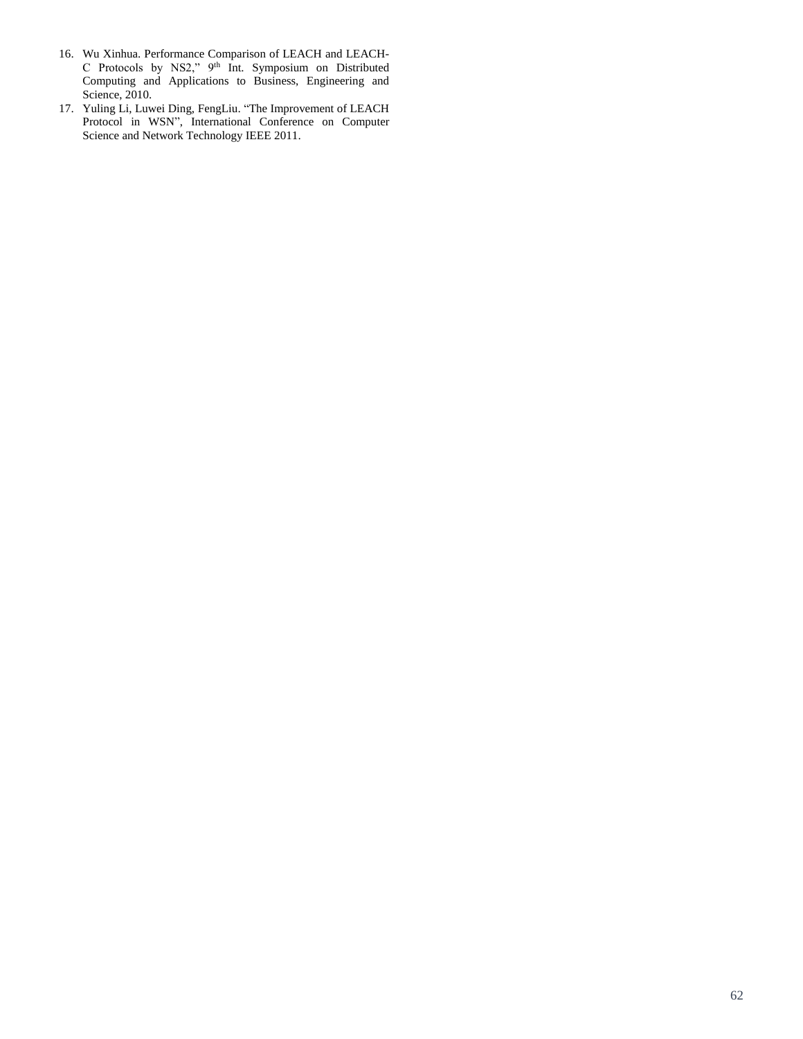16. Wu Xinhua. Performance Comparison of LEACH and LEACH-C Protocols by NS2," 9th Int. Symposium on Distributed Computing and Applications to Business, Engineering and Science, 2010.
17. Yuling Li, Luwei Ding, FengLiu. "The Improvement of LEACH Protocol in WSN", International Conference on Computer Science and Network Technology IEEE 2011.